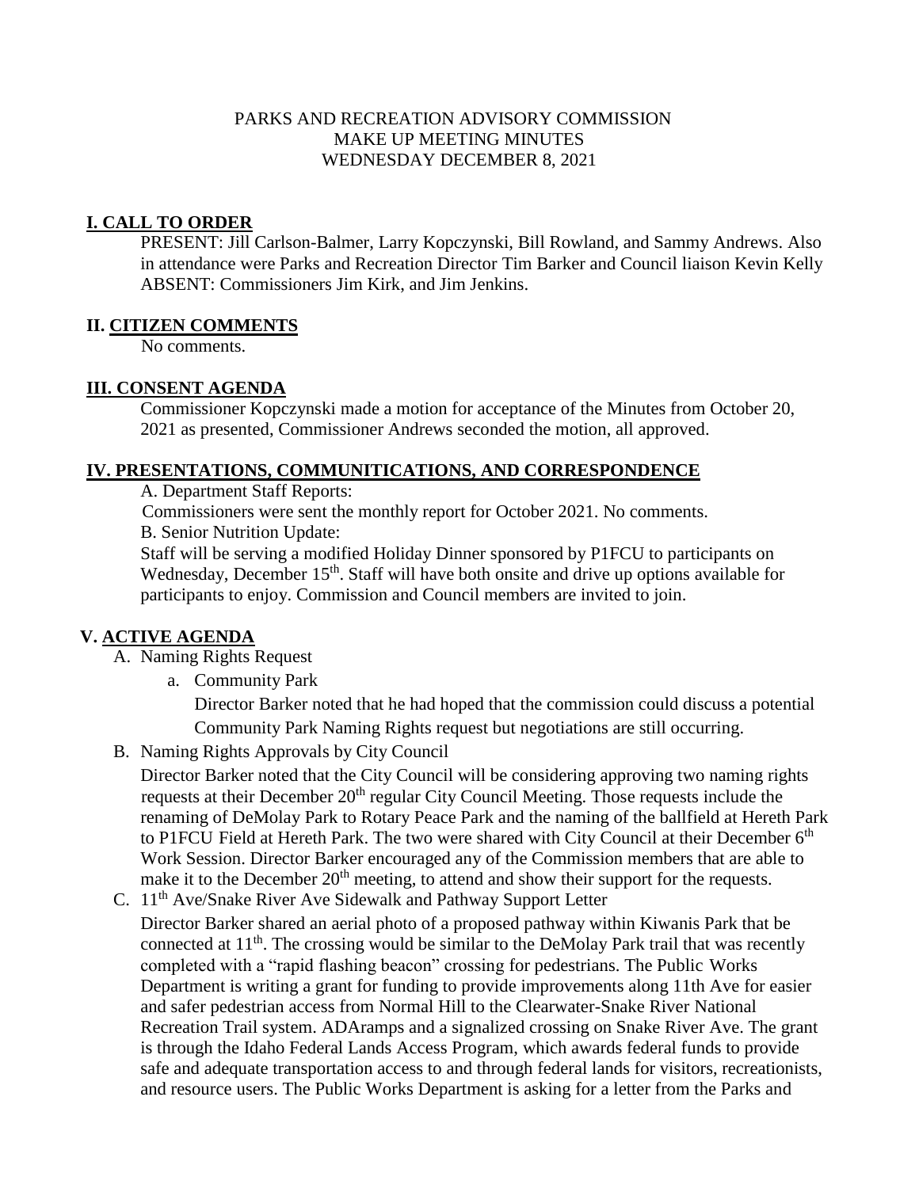PARKS AND RECREATION ADVISORY COMMISSION
MAKE UP MEETING MINUTES
WEDNESDAY DECEMBER 8, 2021

## I. CALL TO ORDER

PRESENT: Jill Carlson-Balmer, Larry Kopczynski, Bill Rowland, and Sammy Andrews. Also in attendance were Parks and Recreation Director Tim Barker and Council liaison Kevin Kelly
ABSENT: Commissioners Jim Kirk, and Jim Jenkins.

## II. CITIZEN COMMENTS

No comments.

## III. CONSENT AGENDA

Commissioner Kopczynski made a motion for acceptance of the Minutes from October 20, 2021 as presented, Commissioner Andrews seconded the motion, all approved.

## IV. PRESENTATIONS, COMMUNITICATIONS, AND CORRESPONDENCE

A. Department Staff Reports:

Commissioners were sent the monthly report for October 2021. No comments.

B. Senior Nutrition Update:

Staff will be serving a modified Holiday Dinner sponsored by P1FCU to participants on Wednesday, December 15th. Staff will have both onsite and drive up options available for participants to enjoy. Commission and Council members are invited to join.

## V. ACTIVE AGENDA

A. Naming Rights Request

a. Community Park

Director Barker noted that he had hoped that the commission could discuss a potential Community Park Naming Rights request but negotiations are still occurring.

B. Naming Rights Approvals by City Council

Director Barker noted that the City Council will be considering approving two naming rights requests at their December 20th regular City Council Meeting. Those requests include the renaming of DeMolay Park to Rotary Peace Park and the naming of the ballfield at Hereth Park to P1FCU Field at Hereth Park. The two were shared with City Council at their December 6th Work Session. Director Barker encouraged any of the Commission members that are able to make it to the December 20th meeting, to attend and show their support for the requests.

C. 11th Ave/Snake River Ave Sidewalk and Pathway Support Letter

Director Barker shared an aerial photo of a proposed pathway within Kiwanis Park that be connected at 11th. The crossing would be similar to the DeMolay Park trail that was recently completed with a "rapid flashing beacon" crossing for pedestrians. The Public Works Department is writing a grant for funding to provide improvements along 11th Ave for easier and safer pedestrian access from Normal Hill to the Clearwater-Snake River National Recreation Trail system. ADAramps and a signalized crossing on Snake River Ave. The grant is through the Idaho Federal Lands Access Program, which awards federal funds to provide safe and adequate transportation access to and through federal lands for visitors, recreationists, and resource users. The Public Works Department is asking for a letter from the Parks and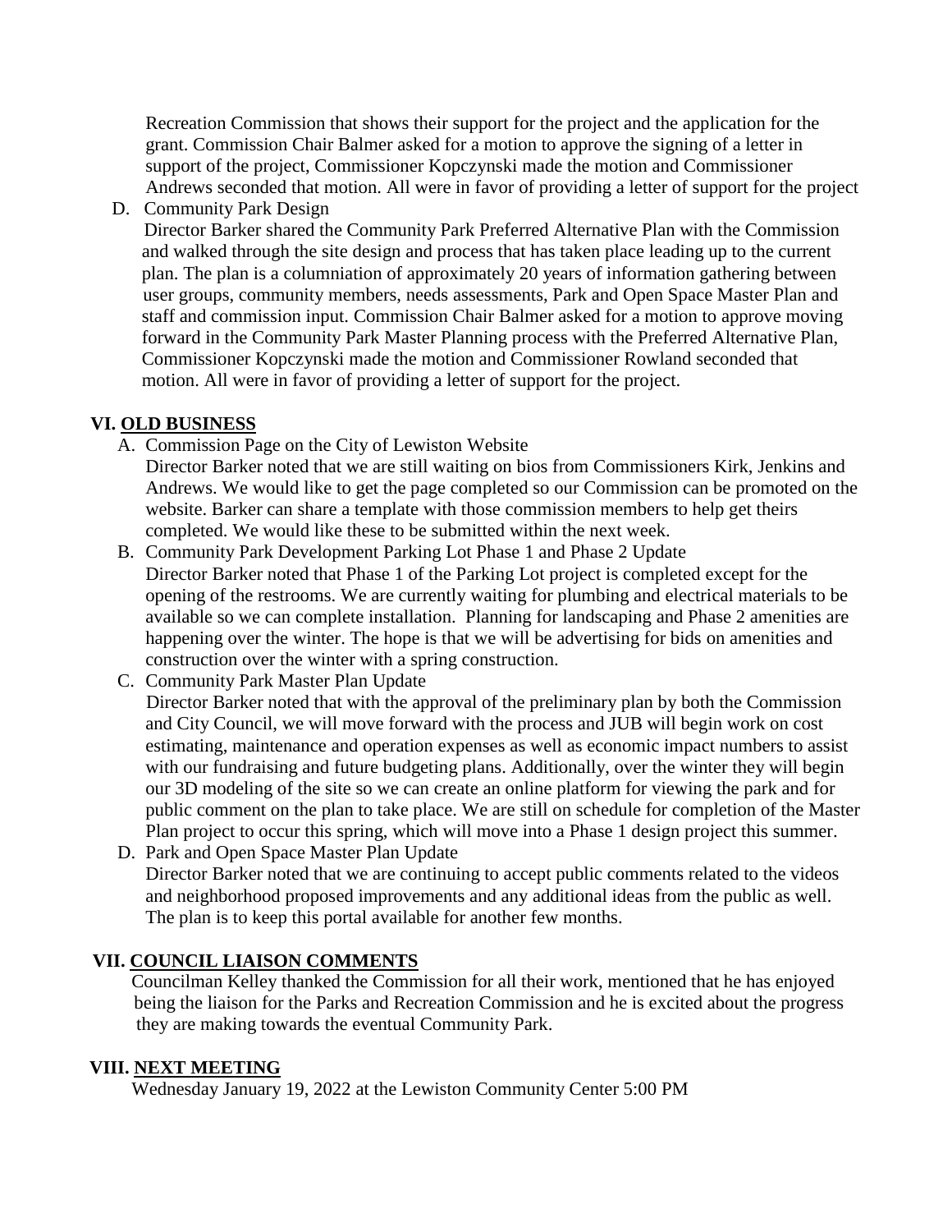Recreation Commission that shows their support for the project and the application for the grant. Commission Chair Balmer asked for a motion to approve the signing of a letter in support of the project, Commissioner Kopczynski made the motion and Commissioner Andrews seconded that motion. All were in favor of providing a letter of support for the project

D. Community Park Design

Director Barker shared the Community Park Preferred Alternative Plan with the Commission and walked through the site design and process that has taken place leading up to the current plan. The plan is a columniation of approximately 20 years of information gathering between user groups, community members, needs assessments, Park and Open Space Master Plan and staff and commission input. Commission Chair Balmer asked for a motion to approve moving forward in the Community Park Master Planning process with the Preferred Alternative Plan, Commissioner Kopczynski made the motion and Commissioner Rowland seconded that motion. All were in favor of providing a letter of support for the project.

## VI. OLD BUSINESS

A. Commission Page on the City of Lewiston Website

Director Barker noted that we are still waiting on bios from Commissioners Kirk, Jenkins and Andrews. We would like to get the page completed so our Commission can be promoted on the website. Barker can share a template with those commission members to help get theirs completed. We would like these to be submitted within the next week.

B. Community Park Development Parking Lot Phase 1 and Phase 2 Update

Director Barker noted that Phase 1 of the Parking Lot project is completed except for the opening of the restrooms. We are currently waiting for plumbing and electrical materials to be available so we can complete installation. Planning for landscaping and Phase 2 amenities are happening over the winter. The hope is that we will be advertising for bids on amenities and construction over the winter with a spring construction.

C. Community Park Master Plan Update

Director Barker noted that with the approval of the preliminary plan by both the Commission and City Council, we will move forward with the process and JUB will begin work on cost estimating, maintenance and operation expenses as well as economic impact numbers to assist with our fundraising and future budgeting plans. Additionally, over the winter they will begin our 3D modeling of the site so we can create an online platform for viewing the park and for public comment on the plan to take place. We are still on schedule for completion of the Master Plan project to occur this spring, which will move into a Phase 1 design project this summer.

D. Park and Open Space Master Plan Update

Director Barker noted that we are continuing to accept public comments related to the videos and neighborhood proposed improvements and any additional ideas from the public as well. The plan is to keep this portal available for another few months.

## VII. COUNCIL LIAISON COMMENTS

Councilman Kelley thanked the Commission for all their work, mentioned that he has enjoyed being the liaison for the Parks and Recreation Commission and he is excited about the progress they are making towards the eventual Community Park.

## VIII. NEXT MEETING

Wednesday January 19, 2022 at the Lewiston Community Center 5:00 PM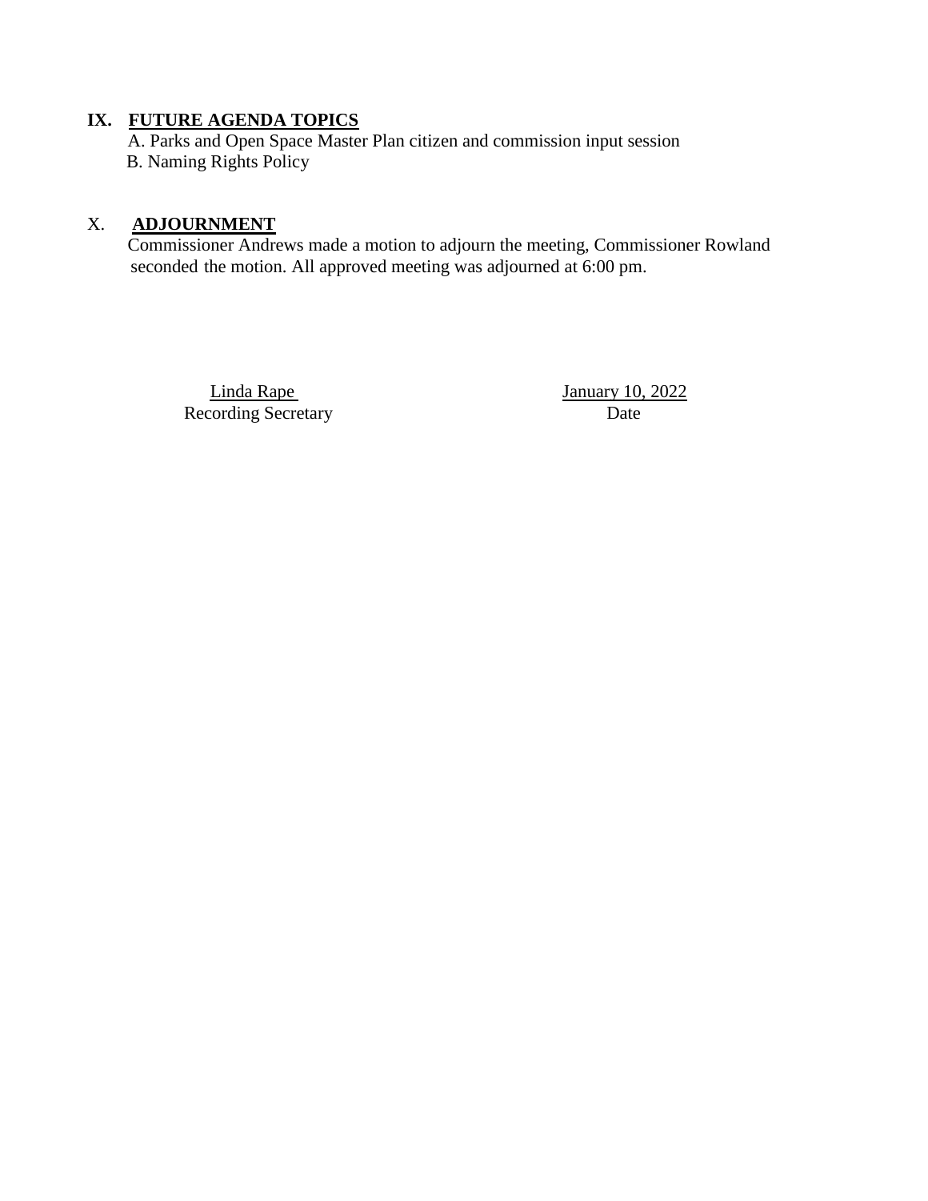## IX. FUTURE AGENDA TOPICS

A. Parks and Open Space Master Plan citizen and commission input session
B. Naming Rights Policy

## X. ADJOURNMENT

Commissioner Andrews made a motion to adjourn the meeting, Commissioner Rowland seconded the motion. All approved meeting was adjourned at 6:00 pm.

| | |
|---|---|
| Linda Rape | January 10, 2022 |
| Recording Secretary | Date |